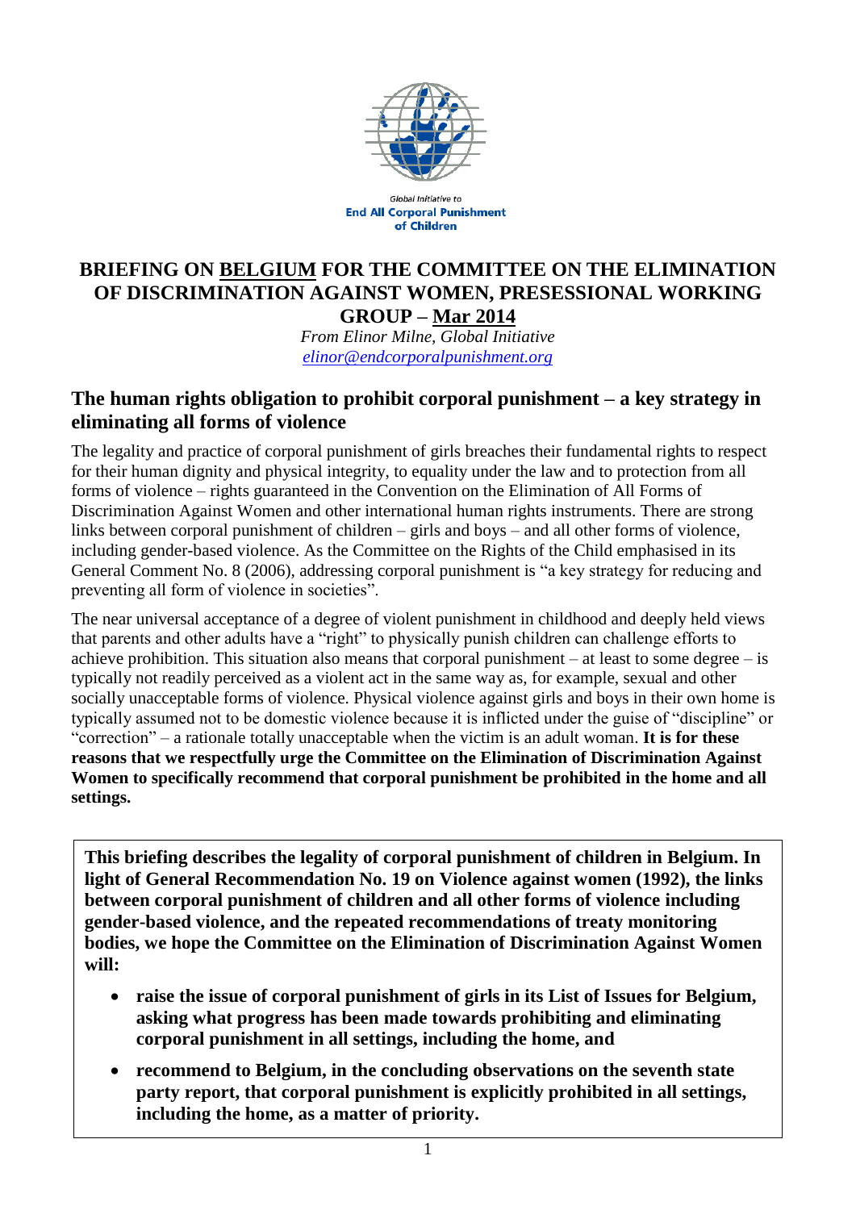Global Initiative to
**End All Corporal Punishment of Children**

# BRIEFING ON BELGIUM FOR THE COMMITTEE ON THE ELIMINATION OF DISCRIMINATION AGAINST WOMEN, PRESESSIONAL WORKING GROUP – Mar 2014

*From Elinor Milne, Global Initiative*
*elinor@endcorporalpunishment.org*

## The human rights obligation to prohibit corporal punishment – a key strategy in eliminating all forms of violence

The legality and practice of corporal punishment of girls breaches their fundamental rights to respect for their human dignity and physical integrity, to equality under the law and to protection from all forms of violence – rights guaranteed in the Convention on the Elimination of All Forms of Discrimination Against Women and other international human rights instruments. There are strong links between corporal punishment of children – girls and boys – and all other forms of violence, including gender-based violence. As the Committee on the Rights of the Child emphasised in its General Comment No. 8 (2006), addressing corporal punishment is "a key strategy for reducing and preventing all form of violence in societies".

The near universal acceptance of a degree of violent punishment in childhood and deeply held views that parents and other adults have a "right" to physically punish children can challenge efforts to achieve prohibition. This situation also means that corporal punishment – at least to some degree – is typically not readily perceived as a violent act in the same way as, for example, sexual and other socially unacceptable forms of violence. Physical violence against girls and boys in their own home is typically assumed not to be domestic violence because it is inflicted under the guise of "discipline" or "correction" – a rationale totally unacceptable when the victim is an adult woman. **It is for these reasons that we respectfully urge the Committee on the Elimination of Discrimination Against Women to specifically recommend that corporal punishment be prohibited in the home and all settings.**

**This briefing describes the legality of corporal punishment of children in Belgium. In light of General Recommendation No. 19 on Violence against women (1992), the links between corporal punishment of children and all other forms of violence including gender-based violence, and the repeated recommendations of treaty monitoring bodies, we hope the Committee on the Elimination of Discrimination Against Women will:**

- **raise the issue of corporal punishment of girls in its List of Issues for Belgium, asking what progress has been made towards prohibiting and eliminating corporal punishment in all settings, including the home, and**
- **recommend to Belgium, in the concluding observations on the seventh state party report, that corporal punishment is explicitly prohibited in all settings, including the home, as a matter of priority.**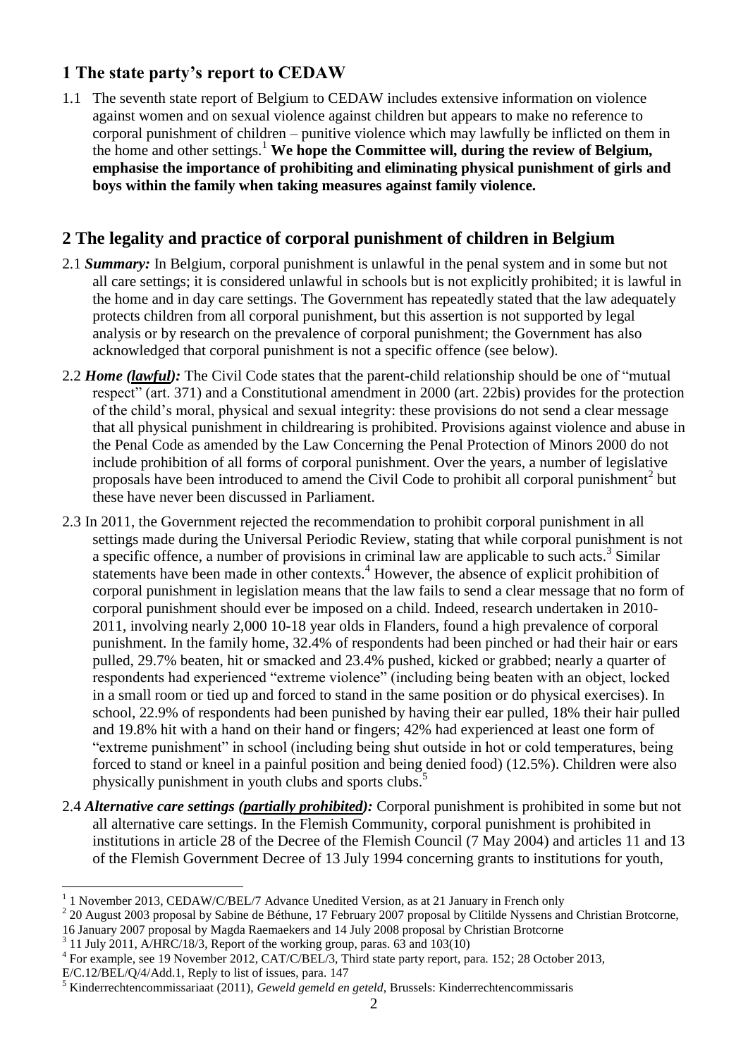## 1 The state party's report to CEDAW

1.1 The seventh state report of Belgium to CEDAW includes extensive information on violence against women and on sexual violence against children but appears to make no reference to corporal punishment of children – punitive violence which may lawfully be inflicted on them in the home and other settings.[1] **We hope the Committee will, during the review of Belgium, emphasise the importance of prohibiting and eliminating physical punishment of girls and boys within the family when taking measures against family violence.**

## 2 The legality and practice of corporal punishment of children in Belgium

2.1 ***Summary:*** In Belgium, corporal punishment is unlawful in the penal system and in some but not all care settings; it is considered unlawful in schools but is not explicitly prohibited; it is lawful in the home and in day care settings. The Government has repeatedly stated that the law adequately protects children from all corporal punishment, but this assertion is not supported by legal analysis or by research on the prevalence of corporal punishment; the Government has also acknowledged that corporal punishment is not a specific offence (see below).

2.2 ***Home (lawful):*** The Civil Code states that the parent-child relationship should be one of "mutual respect" (art. 371) and a Constitutional amendment in 2000 (art. 22bis) provides for the protection of the child's moral, physical and sexual integrity: these provisions do not send a clear message that all physical punishment in childrearing is prohibited. Provisions against violence and abuse in the Penal Code as amended by the Law Concerning the Penal Protection of Minors 2000 do not include prohibition of all forms of corporal punishment. Over the years, a number of legislative proposals have been introduced to amend the Civil Code to prohibit all corporal punishment[2] but these have never been discussed in Parliament.

2.3 In 2011, the Government rejected the recommendation to prohibit corporal punishment in all settings made during the Universal Periodic Review, stating that while corporal punishment is not a specific offence, a number of provisions in criminal law are applicable to such acts.[3] Similar statements have been made in other contexts.[4] However, the absence of explicit prohibition of corporal punishment in legislation means that the law fails to send a clear message that no form of corporal punishment should ever be imposed on a child. Indeed, research undertaken in 2010-2011, involving nearly 2,000 10-18 year olds in Flanders, found a high prevalence of corporal punishment. In the family home, 32.4% of respondents had been pinched or had their hair or ears pulled, 29.7% beaten, hit or smacked and 23.4% pushed, kicked or grabbed; nearly a quarter of respondents had experienced "extreme violence" (including being beaten with an object, locked in a small room or tied up and forced to stand in the same position or do physical exercises). In school, 22.9% of respondents had been punished by having their ear pulled, 18% their hair pulled and 19.8% hit with a hand on their hand or fingers; 42% had experienced at least one form of "extreme punishment" in school (including being shut outside in hot or cold temperatures, being forced to stand or kneel in a painful position and being denied food) (12.5%). Children were also physically punishment in youth clubs and sports clubs.[5]

2.4 ***Alternative care settings (partially prohibited):*** Corporal punishment is prohibited in some but not all alternative care settings. In the Flemish Community, corporal punishment is prohibited in institutions in article 28 of the Decree of the Flemish Council (7 May 2004) and articles 11 and 13 of the Flemish Government Decree of 13 July 1994 concerning grants to institutions for youth,

---

[1] 1 November 2013, CEDAW/C/BEL/7 Advance Unedited Version, as at 21 January in French only

[2] 20 August 2003 proposal by Sabine de Béthune, 17 February 2007 proposal by Clitilde Nyssens and Christian Brotcorne, 16 January 2007 proposal by Magda Raemaekers and 14 July 2008 proposal by Christian Brotcorne

[3] 11 July 2011, A/HRC/18/3, Report of the working group, paras. 63 and 103(10)

[4] For example, see 19 November 2012, CAT/C/BEL/3, Third state party report, para. 152; 28 October 2013, E/C.12/BEL/Q/4/Add.1, Reply to list of issues, para. 147

[5] Kinderrechtencommissariaat (2011), *Geweld gemeld en geteld*, Brussels: Kinderrechtencommissaris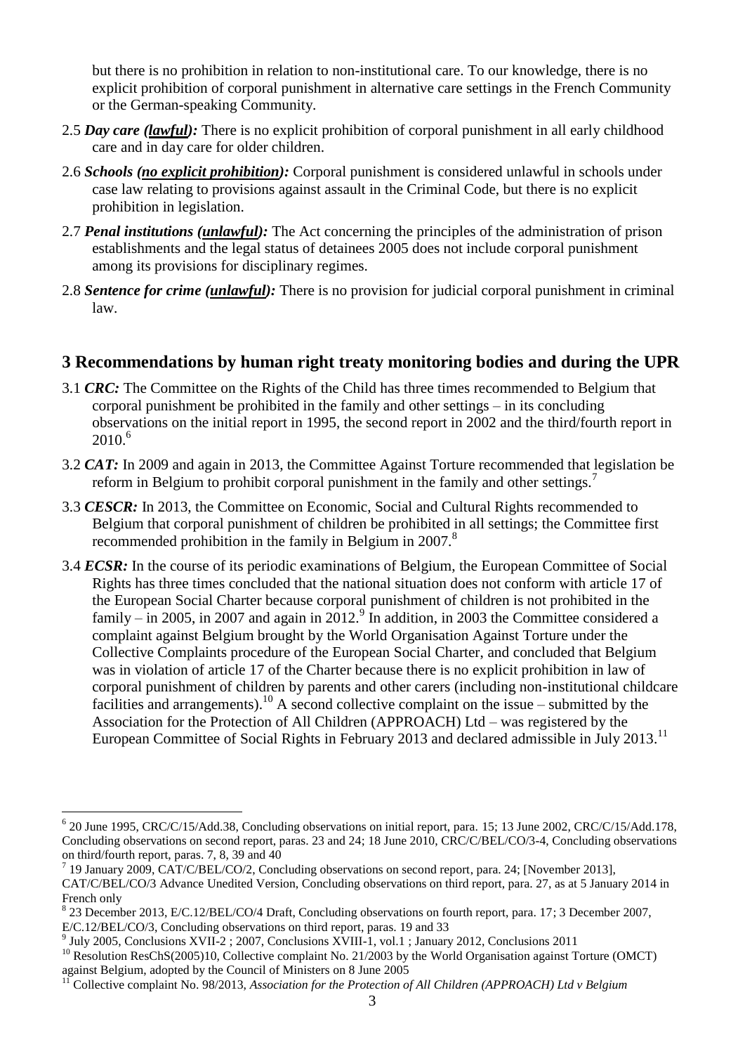but there is no prohibition in relation to non-institutional care. To our knowledge, there is no explicit prohibition of corporal punishment in alternative care settings in the French Community or the German-speaking Community.

2.5 ***Day care (lawful):*** There is no explicit prohibition of corporal punishment in all early childhood care and in day care for older children.

2.6 ***Schools (no explicit prohibition):*** Corporal punishment is considered unlawful in schools under case law relating to provisions against assault in the Criminal Code, but there is no explicit prohibition in legislation.

2.7 ***Penal institutions (unlawful):*** The Act concerning the principles of the administration of prison establishments and the legal status of detainees 2005 does not include corporal punishment among its provisions for disciplinary regimes.

2.8 ***Sentence for crime (unlawful):*** There is no provision for judicial corporal punishment in criminal law.

## 3 Recommendations by human right treaty monitoring bodies and during the UPR

3.1 ***CRC:*** The Committee on the Rights of the Child has three times recommended to Belgium that corporal punishment be prohibited in the family and other settings – in its concluding observations on the initial report in 1995, the second report in 2002 and the third/fourth report in 2010.[6]

3.2 ***CAT:*** In 2009 and again in 2013, the Committee Against Torture recommended that legislation be reform in Belgium to prohibit corporal punishment in the family and other settings.[7]

3.3 ***CESCR:*** In 2013, the Committee on Economic, Social and Cultural Rights recommended to Belgium that corporal punishment of children be prohibited in all settings; the Committee first recommended prohibition in the family in Belgium in 2007.[8]

3.4 ***ECSR:*** In the course of its periodic examinations of Belgium, the European Committee of Social Rights has three times concluded that the national situation does not conform with article 17 of the European Social Charter because corporal punishment of children is not prohibited in the family – in 2005, in 2007 and again in 2012.[9] In addition, in 2003 the Committee considered a complaint against Belgium brought by the World Organisation Against Torture under the Collective Complaints procedure of the European Social Charter, and concluded that Belgium was in violation of article 17 of the Charter because there is no explicit prohibition in law of corporal punishment of children by parents and other carers (including non-institutional childcare facilities and arrangements).[10] A second collective complaint on the issue – submitted by the Association for the Protection of All Children (APPROACH) Ltd – was registered by the European Committee of Social Rights in February 2013 and declared admissible in July 2013.[11]

---

[6] 20 June 1995, CRC/C/15/Add.38, Concluding observations on initial report, para. 15; 13 June 2002, CRC/C/15/Add.178, Concluding observations on second report, paras. 23 and 24; 18 June 2010, CRC/C/BEL/CO/3-4, Concluding observations on third/fourth report, paras. 7, 8, 39 and 40

[7] 19 January 2009, CAT/C/BEL/CO/2, Concluding observations on second report, para. 24; [November 2013], CAT/C/BEL/CO/3 Advance Unedited Version, Concluding observations on third report, para. 27, as at 5 January 2014 in French only

[8] 23 December 2013, E/C.12/BEL/CO/4 Draft, Concluding observations on fourth report, para. 17; 3 December 2007, E/C.12/BEL/CO/3, Concluding observations on third report, paras. 19 and 33

[9] July 2005, Conclusions XVII-2 ; 2007, Conclusions XVIII-1, vol.1 ; January 2012, Conclusions 2011

[10] Resolution ResChS(2005)10, Collective complaint No. 21/2003 by the World Organisation against Torture (OMCT) against Belgium, adopted by the Council of Ministers on 8 June 2005

[11] Collective complaint No. 98/2013, *Association for the Protection of All Children (APPROACH) Ltd v Belgium*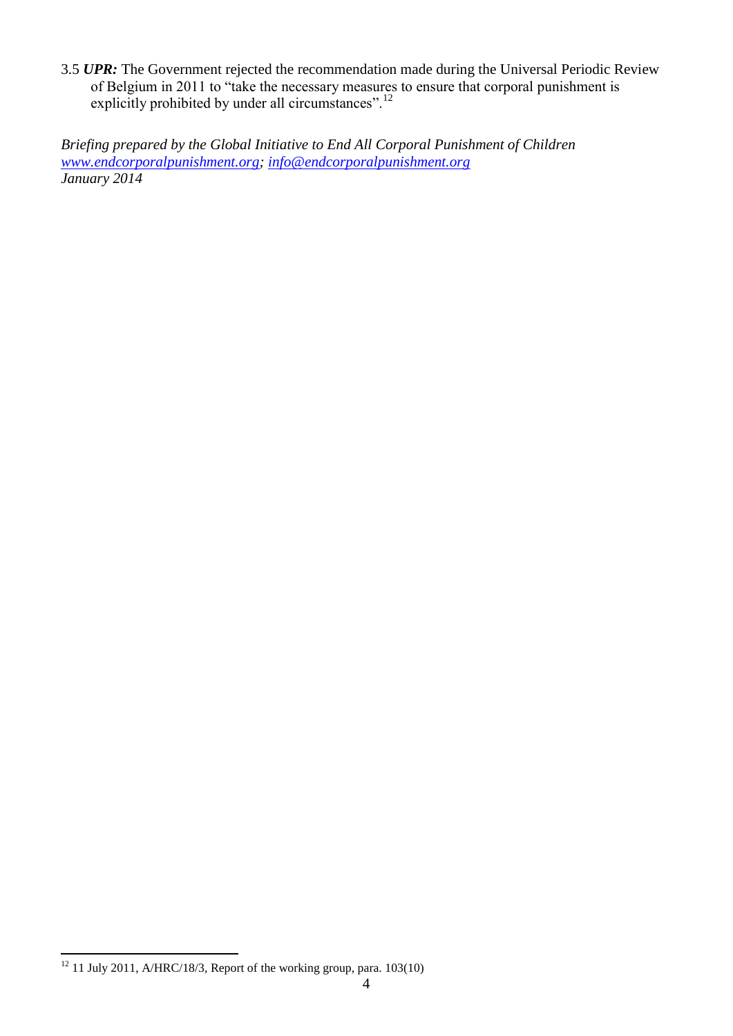3.5 ***UPR:*** The Government rejected the recommendation made during the Universal Periodic Review of Belgium in 2011 to "take the necessary measures to ensure that corporal punishment is explicitly prohibited by under all circumstances".[12]

*Briefing prepared by the Global Initiative to End All Corporal Punishment of Children*
*[www.endcorporalpunishment.org](http://www.endcorporalpunishment.org); [info@endcorporalpunishment.org](mailto:info@endcorporalpunishment.org)*
*January 2014*

---

[12] 11 July 2011, A/HRC/18/3, Report of the working group, para. 103(10)